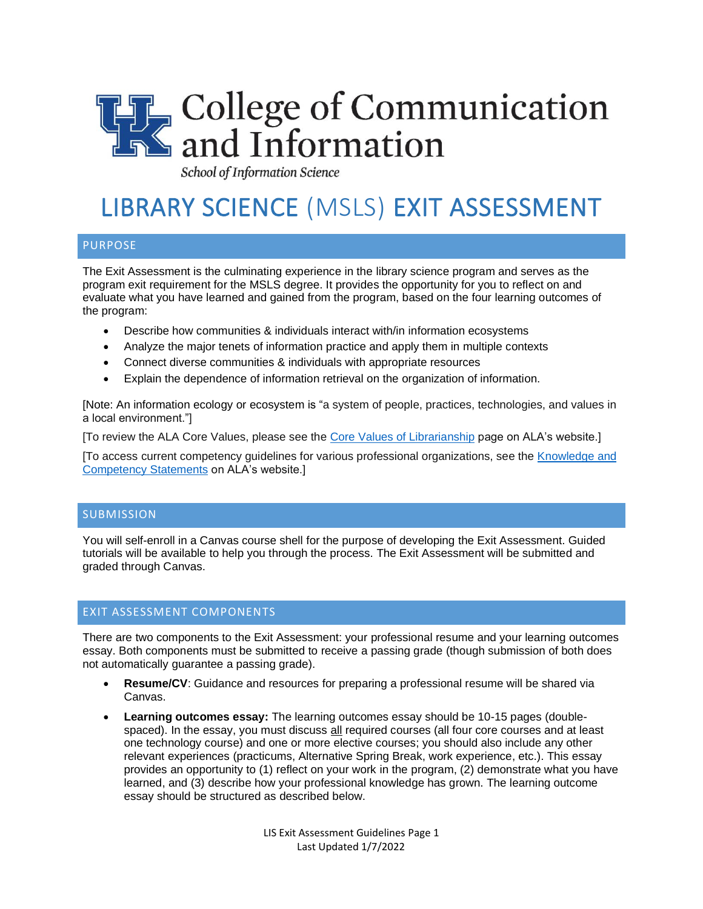College of Communication and Information

*School of Information Science*

# LIBRARY SCIENCE (MSLS) EXIT ASSESSMENT

## PURPOSE

The Exit Assessment is the culminating experience in the library science program and serves as the program exit requirement for the MSLS degree. It provides the opportunity for you to reflect on and evaluate what you have learned and gained from the program, based on the four learning outcomes of the program:

- Describe how communities & individuals interact with/in information ecosystems
- Analyze the major tenets of information practice and apply them in multiple contexts
- Connect diverse communities & individuals with appropriate resources
- Explain the dependence of information retrieval on the organization of information.

[Note: An information ecology or ecosystem is "a system of people, practices, technologies, and values in a local environment."]

[To review the ALA Core Values, please see the Core Values of Librarianship page on ALA's website.]

[To access current competency guidelines for various professional organizations, see the Knowledge and Competency Statements on ALA's website.]

## SUBMISSION

You will self-enroll in a Canvas course shell for the purpose of developing the Exit Assessment. Guided tutorials will be available to help you through the process. The Exit Assessment will be submitted and graded through Canvas.

## EXIT ASSESSMENT COMPONENTS

There are two components to the Exit Assessment: your professional resume and your learning outcomes essay. Both components must be submitted to receive a passing grade (though submission of both does not automatically guarantee a passing grade).

- **Resume/CV**: Guidance and resources for preparing a professional resume will be shared via Canvas.
- **Learning outcomes essay:** The learning outcomes essay should be 10-15 pages (double-spaced). In the essay, you must discuss all required courses (all four core courses and at least one technology course) and one or more elective courses; you should also include any other relevant experiences (practicums, Alternative Spring Break, work experience, etc.). This essay provides an opportunity to (1) reflect on your work in the program, (2) demonstrate what you have learned, and (3) describe how your professional knowledge has grown. The learning outcome essay should be structured as described below.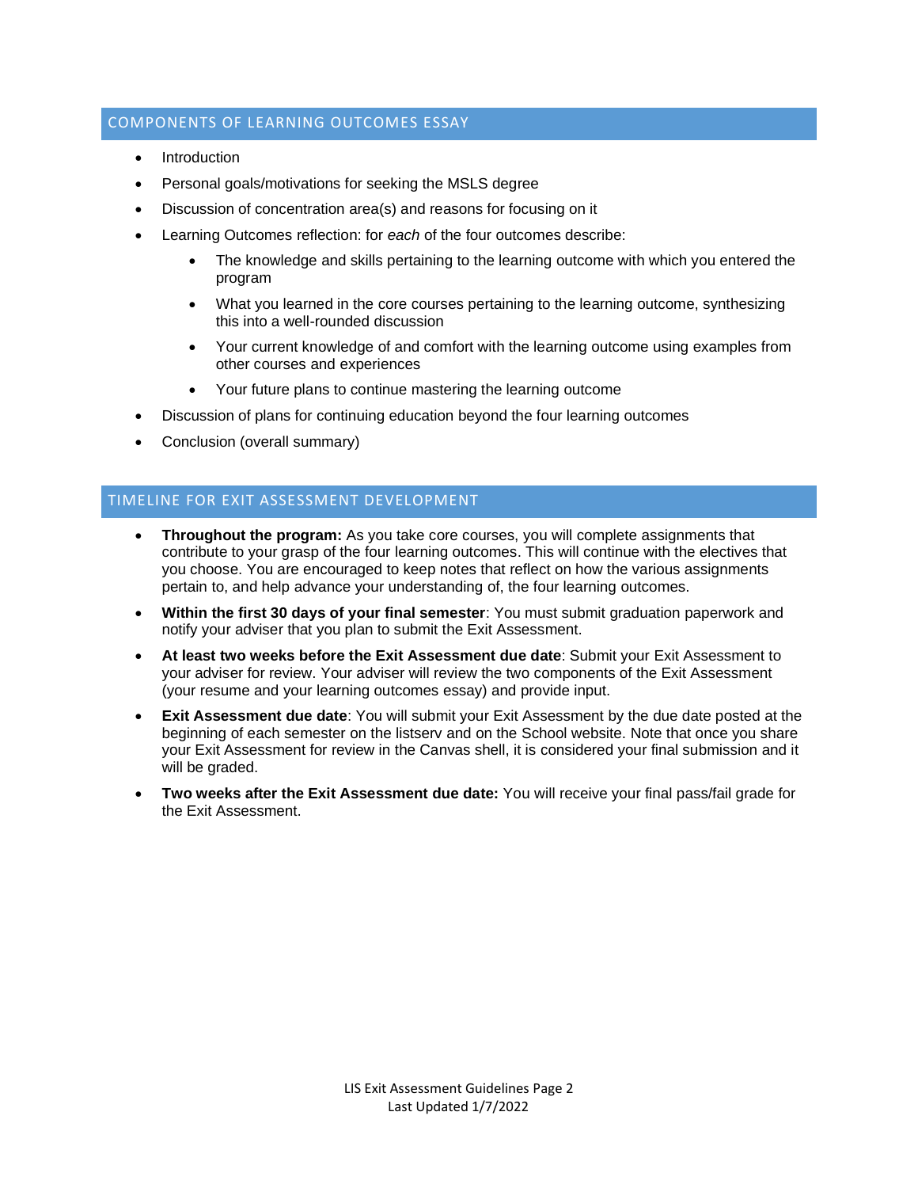## COMPONENTS OF LEARNING OUTCOMES ESSAY

- Introduction
- Personal goals/motivations for seeking the MSLS degree
- Discussion of concentration area(s) and reasons for focusing on it
- Learning Outcomes reflection: for *each* of the four outcomes describe:
    - The knowledge and skills pertaining to the learning outcome with which you entered the program
    - What you learned in the core courses pertaining to the learning outcome, synthesizing this into a well-rounded discussion
    - Your current knowledge of and comfort with the learning outcome using examples from other courses and experiences
    - Your future plans to continue mastering the learning outcome
- Discussion of plans for continuing education beyond the four learning outcomes
- Conclusion (overall summary)

## TIMELINE FOR EXIT ASSESSMENT DEVELOPMENT

- **Throughout the program:** As you take core courses, you will complete assignments that contribute to your grasp of the four learning outcomes. This will continue with the electives that you choose. You are encouraged to keep notes that reflect on how the various assignments pertain to, and help advance your understanding of, the four learning outcomes.
- **Within the first 30 days of your final semester**: You must submit graduation paperwork and notify your adviser that you plan to submit the Exit Assessment.
- **At least two weeks before the Exit Assessment due date**: Submit your Exit Assessment to your adviser for review. Your adviser will review the two components of the Exit Assessment (your resume and your learning outcomes essay) and provide input.
- **Exit Assessment due date**: You will submit your Exit Assessment by the due date posted at the beginning of each semester on the listserv and on the School website. Note that once you share your Exit Assessment for review in the Canvas shell, it is considered your final submission and it will be graded.
- **Two weeks after the Exit Assessment due date:** You will receive your final pass/fail grade for the Exit Assessment.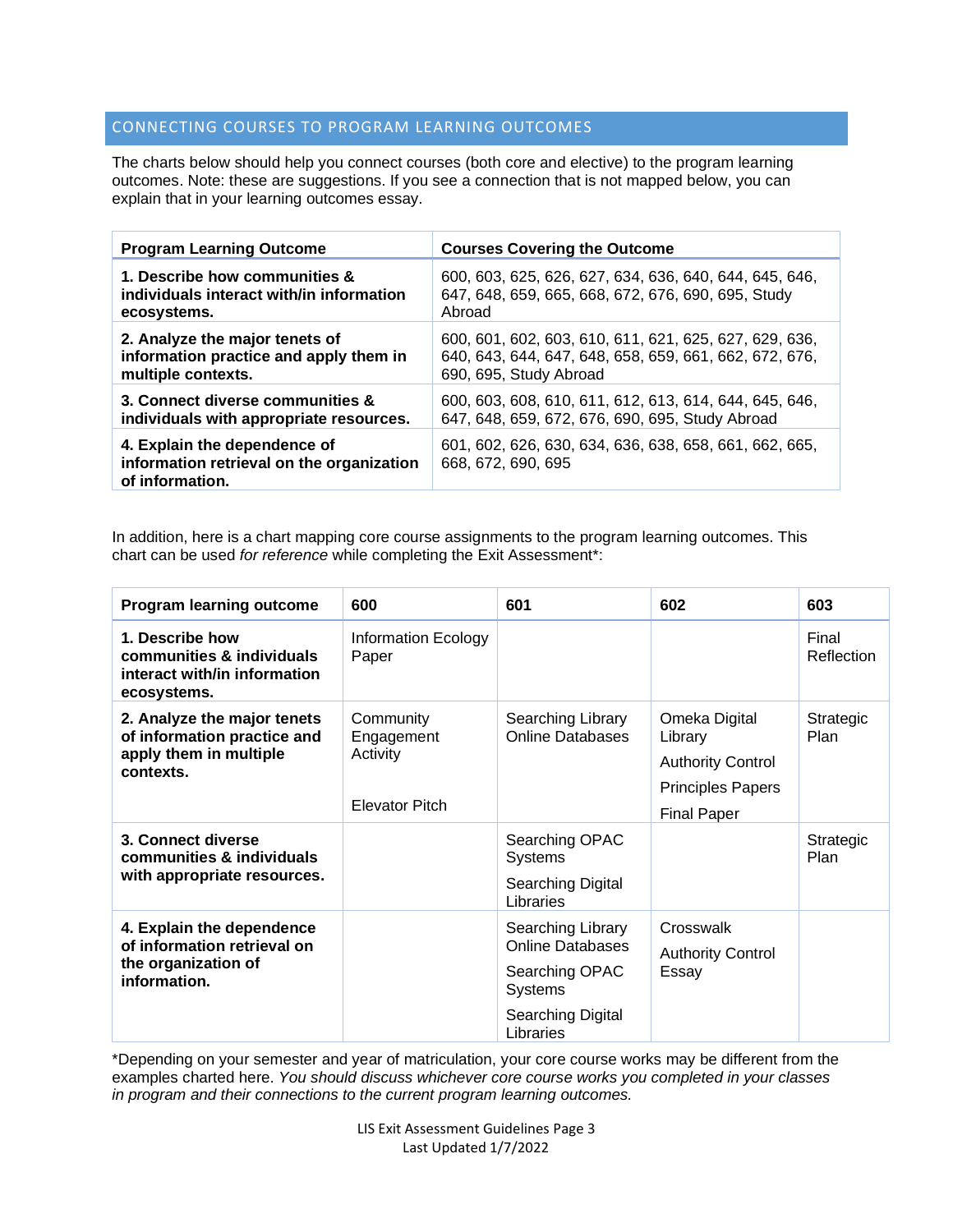## CONNECTING COURSES TO PROGRAM LEARNING OUTCOMES

The charts below should help you connect courses (both core and elective) to the program learning outcomes. Note: these are suggestions. If you see a connection that is not mapped below, you can explain that in your learning outcomes essay.

| Program Learning Outcome | Courses Covering the Outcome |
|---|---|
| **1. Describe how communities & individuals interact with/in information ecosystems.** | 600, 603, 625, 626, 627, 634, 636, 640, 644, 645, 646, 647, 648, 659, 665, 668, 672, 676, 690, 695, Study Abroad |
| **2. Analyze the major tenets of information practice and apply them in multiple contexts.** | 600, 601, 602, 603, 610, 611, 621, 625, 627, 629, 636, 640, 643, 644, 647, 648, 658, 659, 661, 662, 672, 676, 690, 695, Study Abroad |
| **3. Connect diverse communities & individuals with appropriate resources.** | 600, 603, 608, 610, 611, 612, 613, 614, 644, 645, 646, 647, 648, 659, 672, 676, 690, 695, Study Abroad |
| **4. Explain the dependence of information retrieval on the organization of information.** | 601, 602, 626, 630, 634, 636, 638, 658, 661, 662, 665, 668, 672, 690, 695 |

In addition, here is a chart mapping core course assignments to the program learning outcomes. This chart can be used *for reference* while completing the Exit Assessment*:

| Program learning outcome | 600 | 601 | 602 | 603 |
|---|---|---|---|---|
| **1. Describe how communities & individuals interact with/in information ecosystems.** | Information Ecology Paper | | | Final Reflection |
| **2. Analyze the major tenets of information practice and apply them in multiple contexts.** | Community Engagement Activity<br><br>Elevator Pitch | Searching Library Online Databases | Omeka Digital Library<br>Authority Control<br>Principles Papers<br>Final Paper | Strategic Plan |
| **3. Connect diverse communities & individuals with appropriate resources.** | | Searching OPAC Systems<br>Searching Digital Libraries | | Strategic Plan |
| **4. Explain the dependence of information retrieval on the organization of information.** | | Searching Library Online Databases<br>Searching OPAC Systems<br>Searching Digital Libraries | Crosswalk<br>Authority Control Essay | |

*Depending on your semester and year of matriculation, your core course works may be different from the examples charted here. *You should discuss whichever core course works you completed in your classes in program and their connections to the current program learning outcomes.*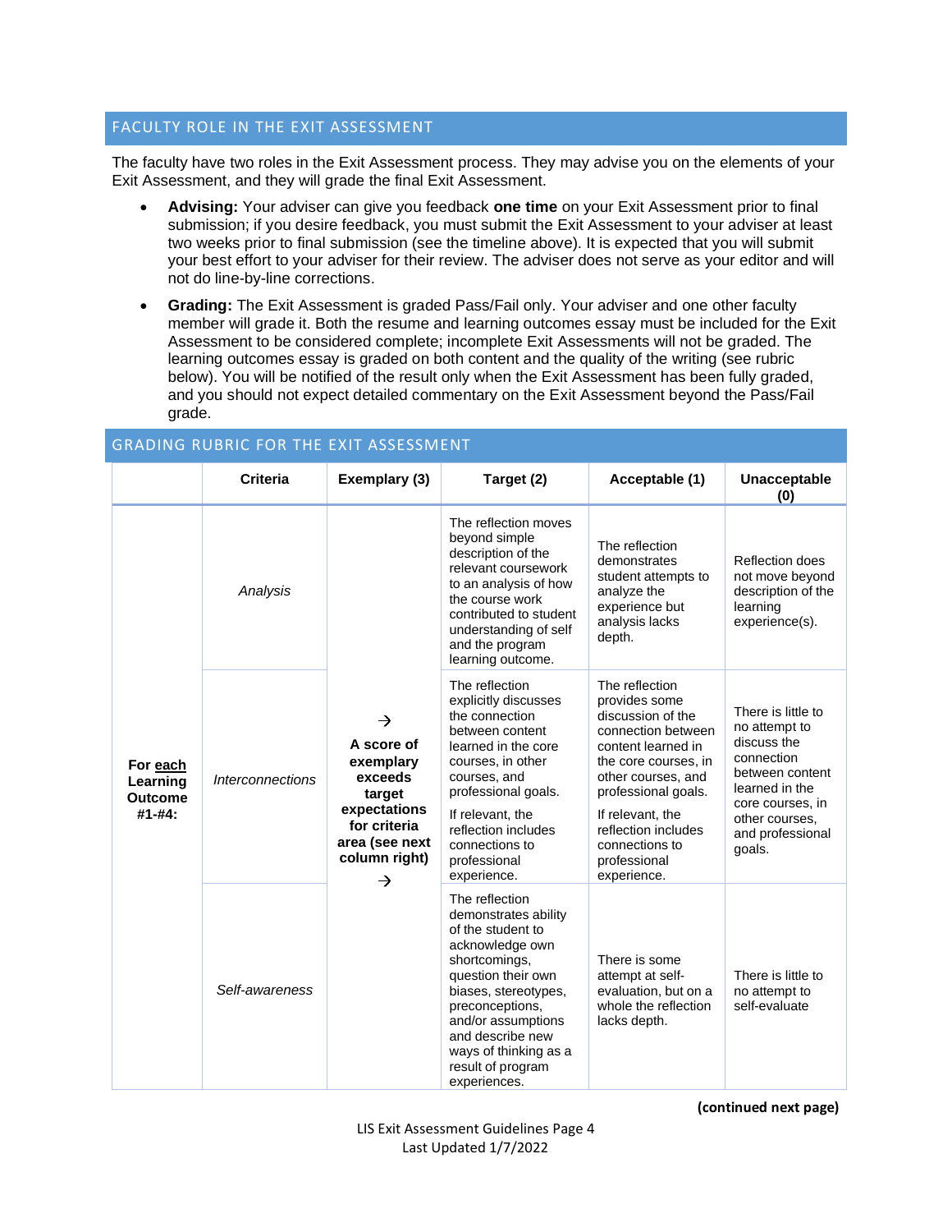## FACULTY ROLE IN THE EXIT ASSESSMENT

The faculty have two roles in the Exit Assessment process. They may advise you on the elements of your Exit Assessment, and they will grade the final Exit Assessment.

- **Advising:** Your adviser can give you feedback **one time** on your Exit Assessment prior to final submission; if you desire feedback, you must submit the Exit Assessment to your adviser at least two weeks prior to final submission (see the timeline above). It is expected that you will submit your best effort to your adviser for their review. The adviser does not serve as your editor and will not do line-by-line corrections.
- **Grading:** The Exit Assessment is graded Pass/Fail only. Your adviser and one other faculty member will grade it. Both the resume and learning outcomes essay must be included for the Exit Assessment to be considered complete; incomplete Exit Assessments will not be graded. The learning outcomes essay is graded on both content and the quality of the writing (see rubric below). You will be notified of the result only when the Exit Assessment has been fully graded, and you should not expect detailed commentary on the Exit Assessment beyond the Pass/Fail grade.

## GRADING RUBRIC FOR THE EXIT ASSESSMENT

| | Criteria | Exemplary (3) | Target (2) | Acceptable (1) | Unacceptable (0) |
|---|---|---|---|---|---|
| **For each Learning Outcome #1-#4:** | *Analysis* | → **A score of exemplary exceeds target expectations for criteria area (see next column right)** → | The reflection moves beyond simple description of the relevant coursework to an analysis of how the course work contributed to student understanding of self and the program learning outcome. | The reflection demonstrates student attempts to analyze the experience but analysis lacks depth. | Reflection does not move beyond description of the learning experience(s). |
| | *Interconnections* | | The reflection explicitly discusses the connection between content learned in the core courses, in other courses, and professional goals. If relevant, the reflection includes connections to professional experience. | The reflection provides some discussion of the connection between content learned in the core courses, in other courses, and professional goals. If relevant, the reflection includes connections to professional experience. | There is little to no attempt to discuss the connection between content learned in the core courses, in other courses, and professional goals. |
| | *Self-awareness* | | The reflection demonstrates ability of the student to acknowledge own shortcomings, question their own biases, stereotypes, preconceptions, and/or assumptions and describe new ways of thinking as a result of program experiences. | There is some attempt at self-evaluation, but on a whole the reflection lacks depth. | There is little to no attempt to self-evaluate |

**(continued next page)**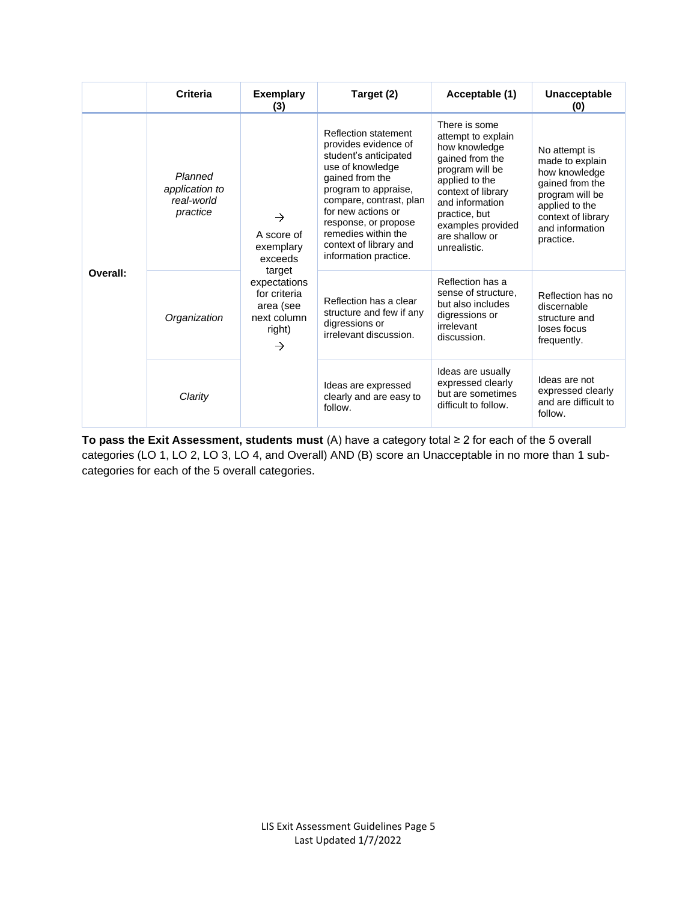| | Criteria | Exemplary (3) | Target (2) | Acceptable (1) | Unacceptable (0) |
|---|---|---|---|---|---|
| **Overall:** | *Planned application to real-world practice* | → A score of exemplary exceeds target expectations for criteria area (see next column right) → | Reflection statement provides evidence of student's anticipated use of knowledge gained from the program to appraise, compare, contrast, plan for new actions or response, or propose remedies within the context of library and information practice. | There is some attempt to explain how knowledge gained from the program will be applied to the context of library and information practice, but examples provided are shallow or unrealistic. | No attempt is made to explain how knowledge gained from the program will be applied to the context of library and information practice. |
| | *Organization* | | Reflection has a clear structure and few if any digressions or irrelevant discussion. | Reflection has a sense of structure, but also includes digressions or irrelevant discussion. | Reflection has no discernable structure and loses focus frequently. |
| | *Clarity* | | Ideas are expressed clearly and are easy to follow. | Ideas are usually expressed clearly but are sometimes difficult to follow. | Ideas are not expressed clearly and are difficult to follow. |

**To pass the Exit Assessment, students must** (A) have a category total ≥ 2 for each of the 5 overall categories (LO 1, LO 2, LO 3, LO 4, and Overall) AND (B) score an Unacceptable in no more than 1 sub-categories for each of the 5 overall categories.